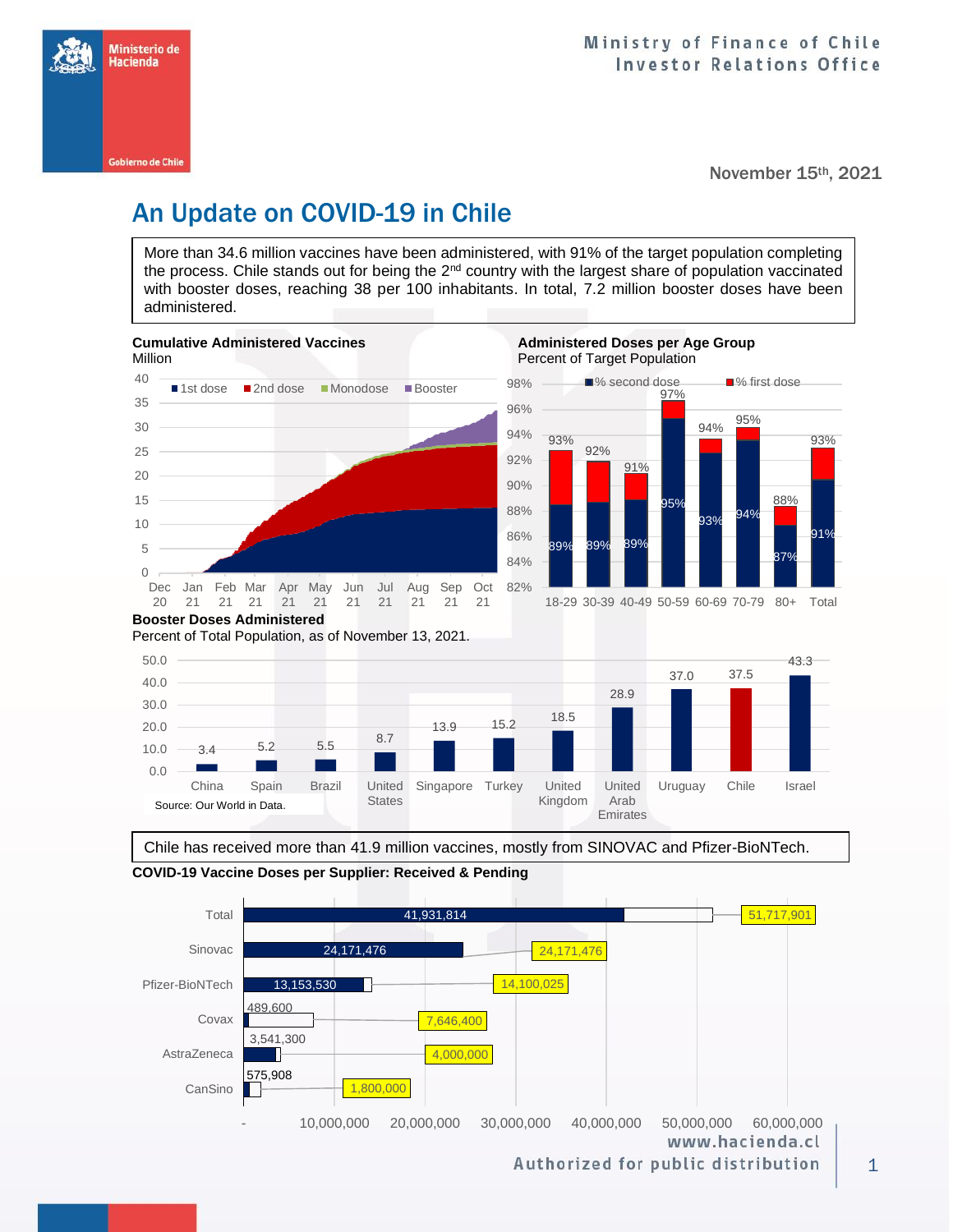Ministry of Finance of Chile
Investor Relations Office

November 15th, 2021

# An Update on COVID-19 in Chile

More than 34.6 million vaccines have been administered, with 91% of the target population completing the process. Chile stands out for being the 2nd country with the largest share of population vaccinated with booster doses, reaching 38 per 100 inhabitants. In total, 7.2 million booster doses have been administered.

**Cumulative Administered Vaccines**
Million

**Administered Doses per Age Group**
Percent of Target Population

| Age group | % second dose | % first dose |
|---|---|---|
| 18-29 | 89% | 93% |
| 30-39 | 89% | 92% |
| 40-49 | 89% | 91% |
| 50-59 | 95% | 97% |
| 60-69 | 93% | 94% |
| 70-79 | 94% | 95% |
| 80+ | 87% | 88% |
| Total | 91% | 93% |

**Booster Doses Administered**
Percent of Total Population, as of November 13, 2021.

| Country | % |
|---|---|
| China | 3.4 |
| Spain | 5.2 |
| Brazil | 5.5 |
| United States | 8.7 |
| Singapore | 13.9 |
| Turkey | 15.2 |
| United Kingdom | 18.5 |
| United Arab Emirates | 28.9 |
| Uruguay | 37.0 |
| Chile | 37.5 |
| Israel | 43.3 |

Source: Our World in Data.

Chile has received more than 41.9 million vaccines, mostly from SINOVAC and Pfizer-BioNTech.

**COVID-19 Vaccine Doses per Supplier: Received & Pending**

| Supplier | Received | Total |
|---|---|---|
| Total | 41,931,814 | 51,717,901 |
| Sinovac | 24,171,476 | 24,171,476 |
| Pfizer-BioNTech | 13,153,530 | 14,100,025 |
| Covax | 489,600 | 7,646,400 |
| AstraZeneca | 3,541,300 | 4,000,000 |
| CanSino | 575,908 | 1,800,000 |

www.hacienda.cl
Authorized for public distribution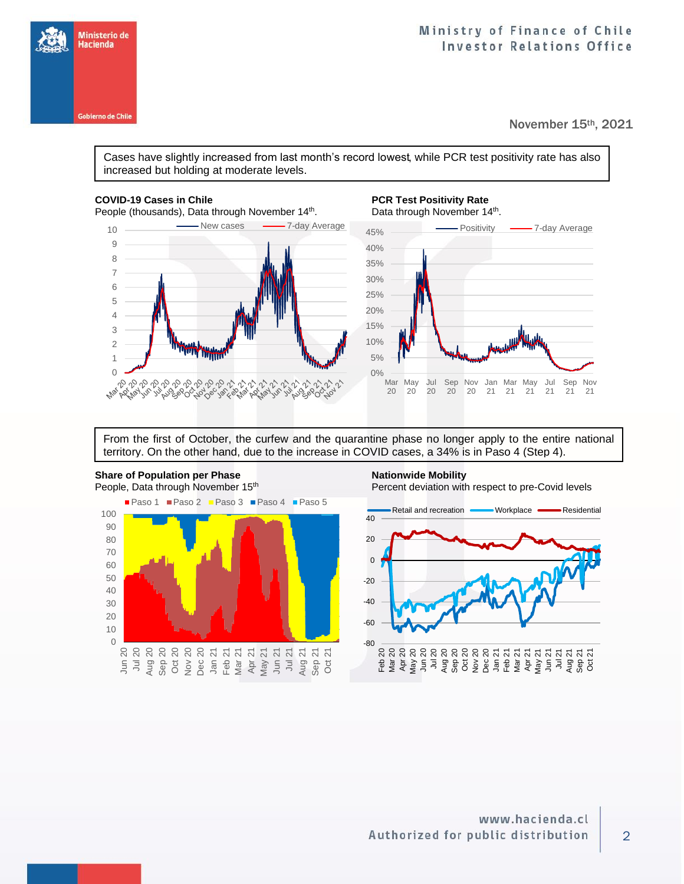November 15th, 2021

Cases have slightly increased from last month's record lowest, while PCR test positivity rate has also increased but holding at moderate levels.

**COVID-19 Cases in Chile**
People (thousands), Data through November 14th.

**PCR Test Positivity Rate**
Data through November 14th.

From the first of October, the curfew and the quarantine phase no longer apply to the entire national territory. On the other hand, due to the increase in COVID cases, a 34% is in Paso 4 (Step 4).

**Share of Population per Phase**
People, Data through November 15th

**Nationwide Mobility**
Percent deviation with respect to pre-Covid levels

www.hacienda.cl
Authorized for public distribution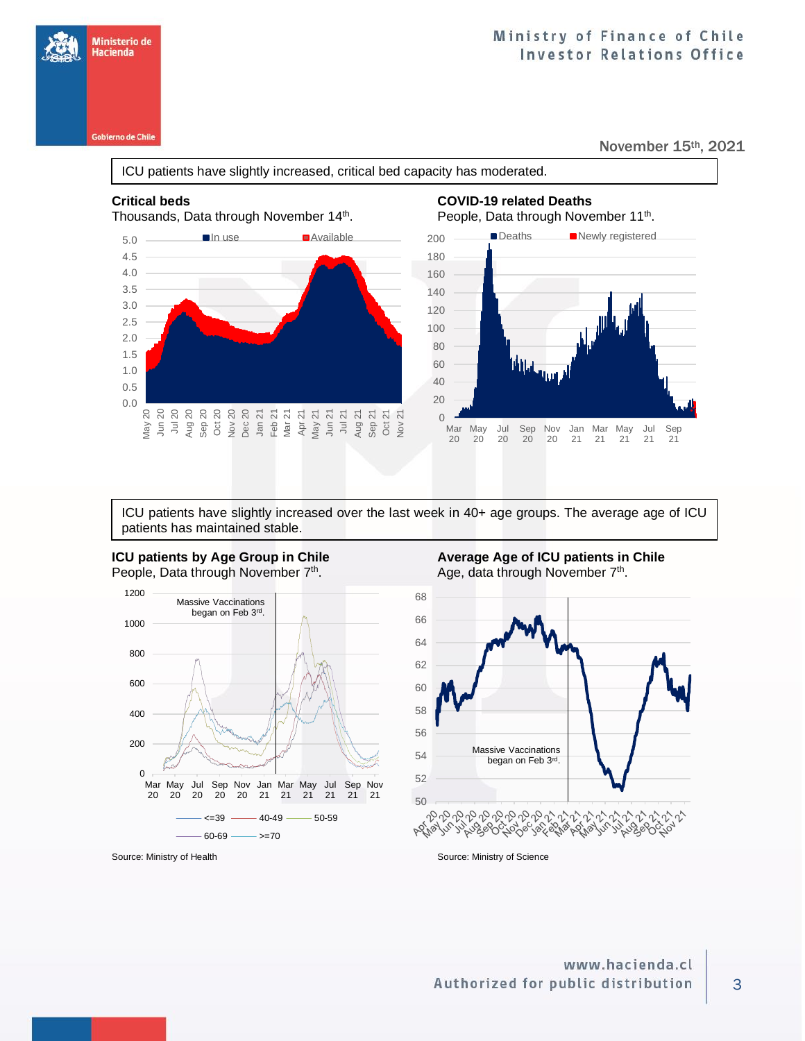November 15th, 2021

ICU patients have slightly increased, critical bed capacity has moderated.

**Critical beds**
Thousands, Data through November 14th.

In use
Available

5.0
4.5
4.0
3.5
3.0
2.5
2.0
1.5
1.0
0.5
0.0

May 20 Jun 20 Jul 20 Aug 20 Sep 20 Oct 20 Nov 20 Dec 20 Jan 21 Feb 21 Mar 21 Apr 21 May 21 Jun 21 Jul 21 Aug 21 Sep 21 Oct 21 Nov 21

**COVID-19 related Deaths**
People, Data through November 11th.

Deaths
Newly registered

200
180
160
140
120
100
80
60
40
20
0

Mar 20 May 20 Jul 20 Sep 20 Nov 20 Jan 21 Mar 21 May 21 Jul 21 Sep 21

ICU patients have slightly increased over the last week in 40+ age groups. The average age of ICU patients has maintained stable.

**ICU patients by Age Group in Chile**
People, Data through November 7th.

1200
1000
800
600
400
200
0

Massive Vaccinations began on Feb 3rd.

Mar 20 May 20 Jul 20 Sep 20 Nov 20 Jan 21 Mar 21 May 21 Jul 21 Sep 21 Nov 21

<=39
40-49
50-59
60-69
>=70

**Average Age of ICU patients in Chile**
Age, data through November 7th.

68
66
64
62
60
58
56
54
52
50

Massive Vaccinations began on Feb 3rd.

Apr 20 May 20 Jun 20 Jul 20 Aug 20 Sep 20 Oct 20 Nov 20 Dec 20 Jan 21 Feb 21 Mar 21 Apr 21 May 21 Jun 21 Jul 21 Aug 21 Sep 21 Oct 21 Nov 21

Source: Ministry of Health

Source: Ministry of Science